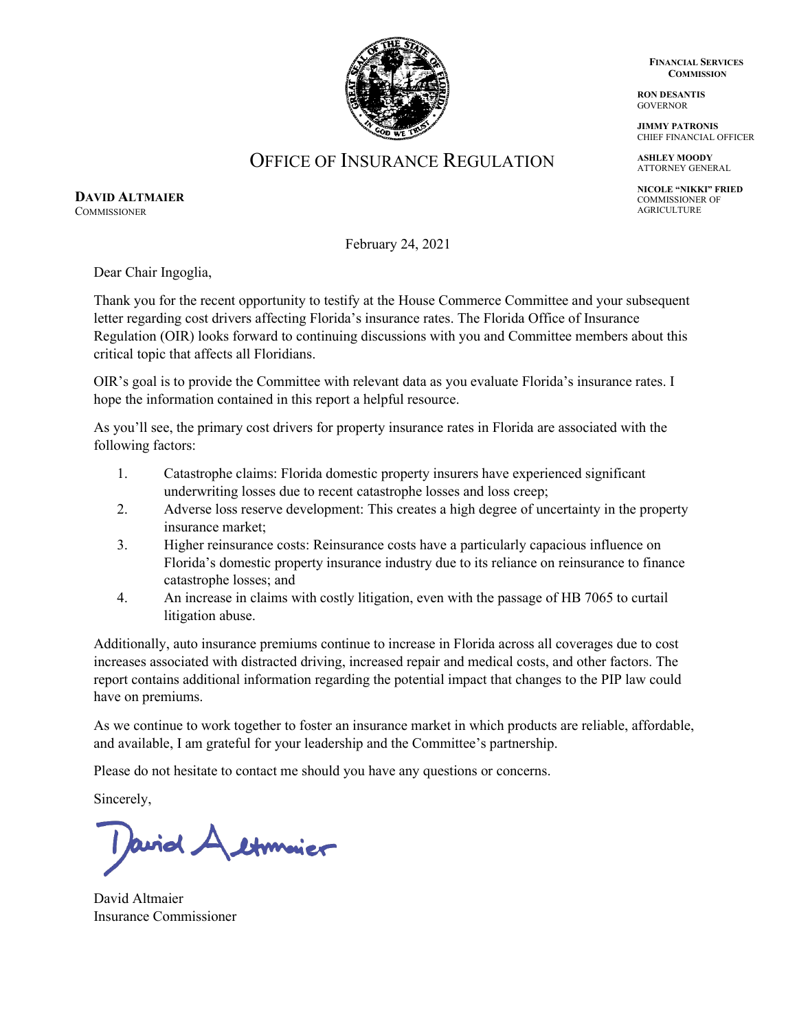# OFFICE OF INSURANCE REGULATION

**FINANCIAL SERVICES COMMISSION**

**RON DESANTIS**
GOVERNOR

**JIMMY PATRONIS**
CHIEF FINANCIAL OFFICER

**ASHLEY MOODY**
ATTORNEY GENERAL

**NICOLE "NIKKI" FRIED**
COMMISSIONER OF AGRICULTURE

**DAVID ALTMAIER**
COMMISSIONER

February 24, 2021

Dear Chair Ingoglia,

Thank you for the recent opportunity to testify at the House Commerce Committee and your subsequent letter regarding cost drivers affecting Florida's insurance rates. The Florida Office of Insurance Regulation (OIR) looks forward to continuing discussions with you and Committee members about this critical topic that affects all Floridians.

OIR's goal is to provide the Committee with relevant data as you evaluate Florida's insurance rates. I hope the information contained in this report a helpful resource.

As you'll see, the primary cost drivers for property insurance rates in Florida are associated with the following factors:

1. Catastrophe claims: Florida domestic property insurers have experienced significant underwriting losses due to recent catastrophe losses and loss creep;
2. Adverse loss reserve development: This creates a high degree of uncertainty in the property insurance market;
3. Higher reinsurance costs: Reinsurance costs have a particularly capacious influence on Florida's domestic property insurance industry due to its reliance on reinsurance to finance catastrophe losses; and
4. An increase in claims with costly litigation, even with the passage of HB 7065 to curtail litigation abuse.

Additionally, auto insurance premiums continue to increase in Florida across all coverages due to cost increases associated with distracted driving, increased repair and medical costs, and other factors. The report contains additional information regarding the potential impact that changes to the PIP law could have on premiums.

As we continue to work together to foster an insurance market in which products are reliable, affordable, and available, I am grateful for your leadership and the Committee's partnership.

Please do not hesitate to contact me should you have any questions or concerns.

Sincerely,

David Altmaier
Insurance Commissioner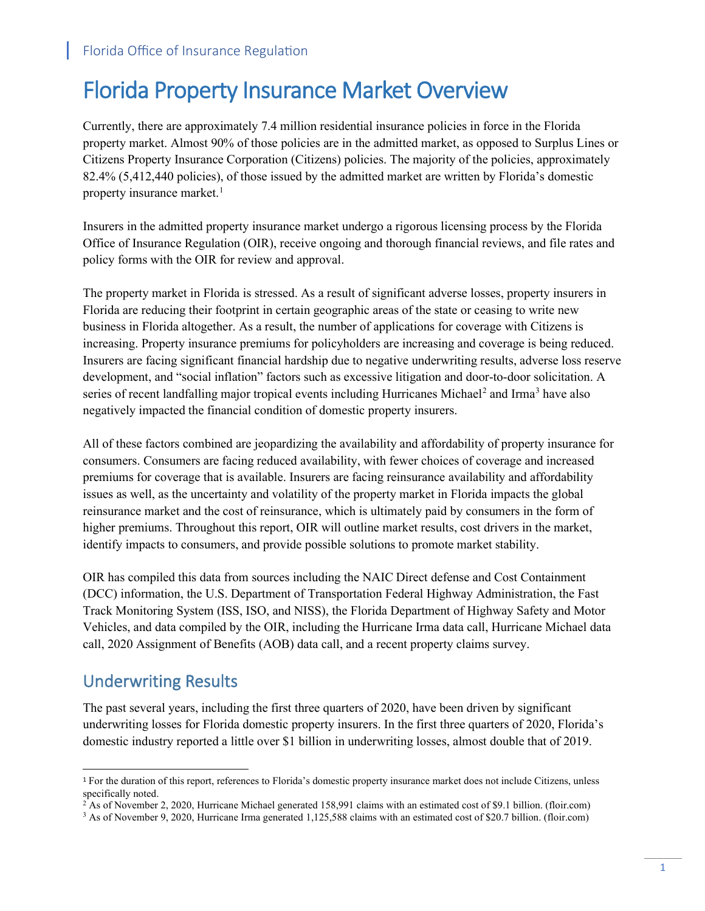# Florida Property Insurance Market Overview

Currently, there are approximately 7.4 million residential insurance policies in force in the Florida property market. Almost 90% of those policies are in the admitted market, as opposed to Surplus Lines or Citizens Property Insurance Corporation (Citizens) policies. The majority of the policies, approximately 82.4% (5,412,440 policies), of those issued by the admitted market are written by Florida's domestic property insurance market.[1]

Insurers in the admitted property insurance market undergo a rigorous licensing process by the Florida Office of Insurance Regulation (OIR), receive ongoing and thorough financial reviews, and file rates and policy forms with the OIR for review and approval.

The property market in Florida is stressed. As a result of significant adverse losses, property insurers in Florida are reducing their footprint in certain geographic areas of the state or ceasing to write new business in Florida altogether. As a result, the number of applications for coverage with Citizens is increasing. Property insurance premiums for policyholders are increasing and coverage is being reduced. Insurers are facing significant financial hardship due to negative underwriting results, adverse loss reserve development, and "social inflation" factors such as excessive litigation and door-to-door solicitation. A series of recent landfalling major tropical events including Hurricanes Michael[2] and Irma[3] have also negatively impacted the financial condition of domestic property insurers.

All of these factors combined are jeopardizing the availability and affordability of property insurance for consumers. Consumers are facing reduced availability, with fewer choices of coverage and increased premiums for coverage that is available. Insurers are facing reinsurance availability and affordability issues as well, as the uncertainty and volatility of the property market in Florida impacts the global reinsurance market and the cost of reinsurance, which is ultimately paid by consumers in the form of higher premiums. Throughout this report, OIR will outline market results, cost drivers in the market, identify impacts to consumers, and provide possible solutions to promote market stability.

OIR has compiled this data from sources including the NAIC Direct defense and Cost Containment (DCC) information, the U.S. Department of Transportation Federal Highway Administration, the Fast Track Monitoring System (ISS, ISO, and NISS), the Florida Department of Highway Safety and Motor Vehicles, and data compiled by the OIR, including the Hurricane Irma data call, Hurricane Michael data call, 2020 Assignment of Benefits (AOB) data call, and a recent property claims survey.

## Underwriting Results

The past several years, including the first three quarters of 2020, have been driven by significant underwriting losses for Florida domestic property insurers. In the first three quarters of 2020, Florida's domestic industry reported a little over $1 billion in underwriting losses, almost double that of 2019.

---

[1] For the duration of this report, references to Florida's domestic property insurance market does not include Citizens, unless specifically noted.

[2] As of November 2, 2020, Hurricane Michael generated 158,991 claims with an estimated cost of $9.1 billion. (floir.com)

[3] As of November 9, 2020, Hurricane Irma generated 1,125,588 claims with an estimated cost of $20.7 billion. (floir.com)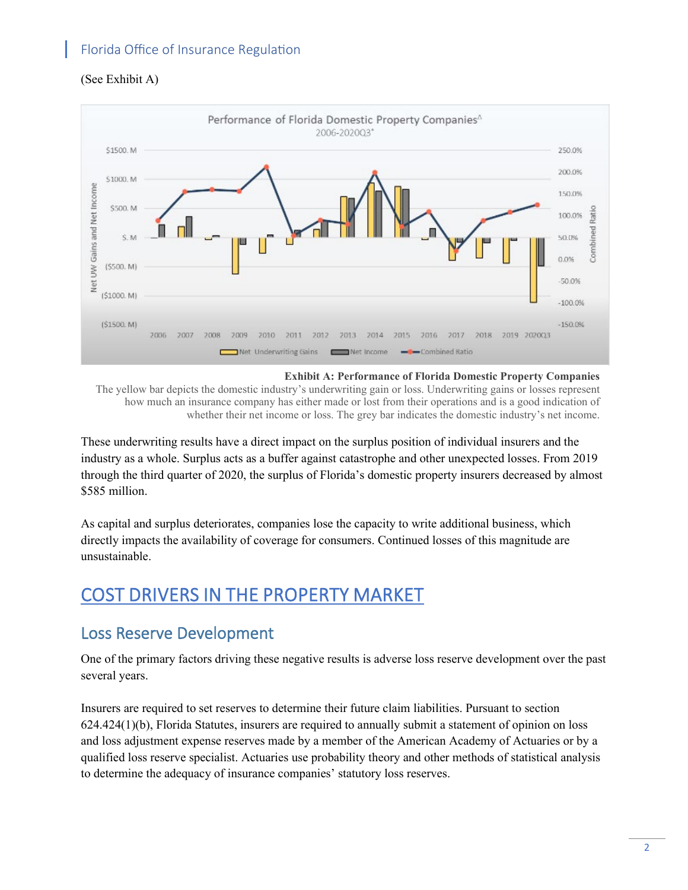(See Exhibit A)

**Exhibit A: Performance of Florida Domestic Property Companies**

The yellow bar depicts the domestic industry's underwriting gain or loss. Underwriting gains or losses represent how much an insurance company has either made or lost from their operations and is a good indication of whether their net income or loss. The grey bar indicates the domestic industry's net income.

These underwriting results have a direct impact on the surplus position of individual insurers and the industry as a whole. Surplus acts as a buffer against catastrophe and other unexpected losses. From 2019 through the third quarter of 2020, the surplus of Florida's domestic property insurers decreased by almost $585 million.

As capital and surplus deteriorates, companies lose the capacity to write additional business, which directly impacts the availability of coverage for consumers. Continued losses of this magnitude are unsustainable.

# COST DRIVERS IN THE PROPERTY MARKET

## Loss Reserve Development

One of the primary factors driving these negative results is adverse loss reserve development over the past several years.

Insurers are required to set reserves to determine their future claim liabilities. Pursuant to section 624.424(1)(b), Florida Statutes, insurers are required to annually submit a statement of opinion on loss and loss adjustment expense reserves made by a member of the American Academy of Actuaries or by a qualified loss reserve specialist. Actuaries use probability theory and other methods of statistical analysis to determine the adequacy of insurance companies' statutory loss reserves.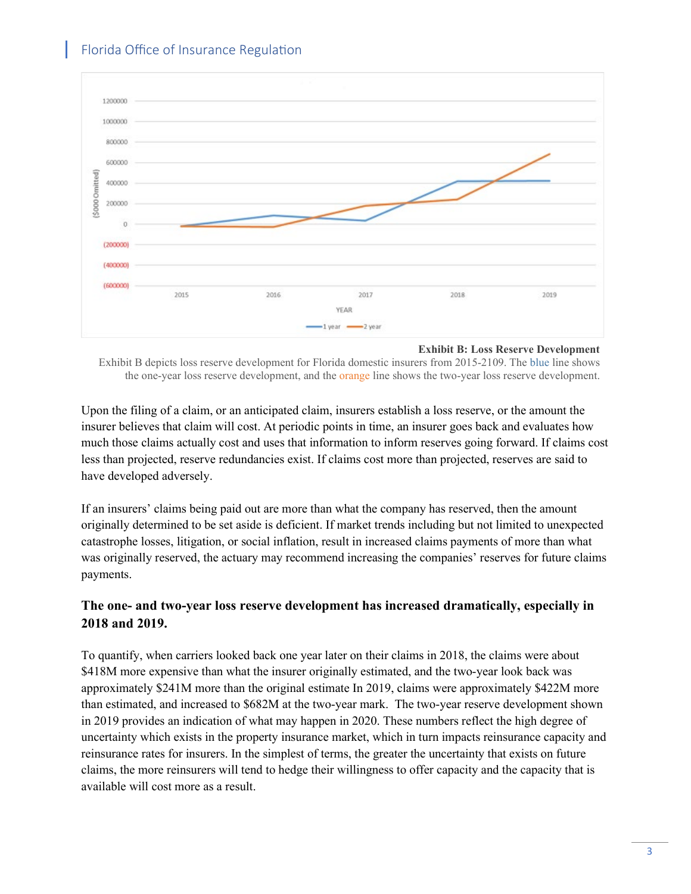**Exhibit B: Loss Reserve Development**

Exhibit B depicts loss reserve development for Florida domestic insurers from 2015-2109. The blue line shows the one-year loss reserve development, and the orange line shows the two-year loss reserve development.

Upon the filing of a claim, or an anticipated claim, insurers establish a loss reserve, or the amount the insurer believes that claim will cost. At periodic points in time, an insurer goes back and evaluates how much those claims actually cost and uses that information to inform reserves going forward. If claims cost less than projected, reserve redundancies exist. If claims cost more than projected, reserves are said to have developed adversely.

If an insurers' claims being paid out are more than what the company has reserved, then the amount originally determined to be set aside is deficient. If market trends including but not limited to unexpected catastrophe losses, litigation, or social inflation, result in increased claims payments of more than what was originally reserved, the actuary may recommend increasing the companies' reserves for future claims payments.

**The one- and two-year loss reserve development has increased dramatically, especially in 2018 and 2019.**

To quantify, when carriers looked back one year later on their claims in 2018, the claims were about $418M more expensive than what the insurer originally estimated, and the two-year look back was approximately $241M more than the original estimate In 2019, claims were approximately $422M more than estimated, and increased to $682M at the two-year mark. The two-year reserve development shown in 2019 provides an indication of what may happen in 2020. These numbers reflect the high degree of uncertainty which exists in the property insurance market, which in turn impacts reinsurance capacity and reinsurance rates for insurers. In the simplest of terms, the greater the uncertainty that exists on future claims, the more reinsurers will tend to hedge their willingness to offer capacity and the capacity that is available will cost more as a result.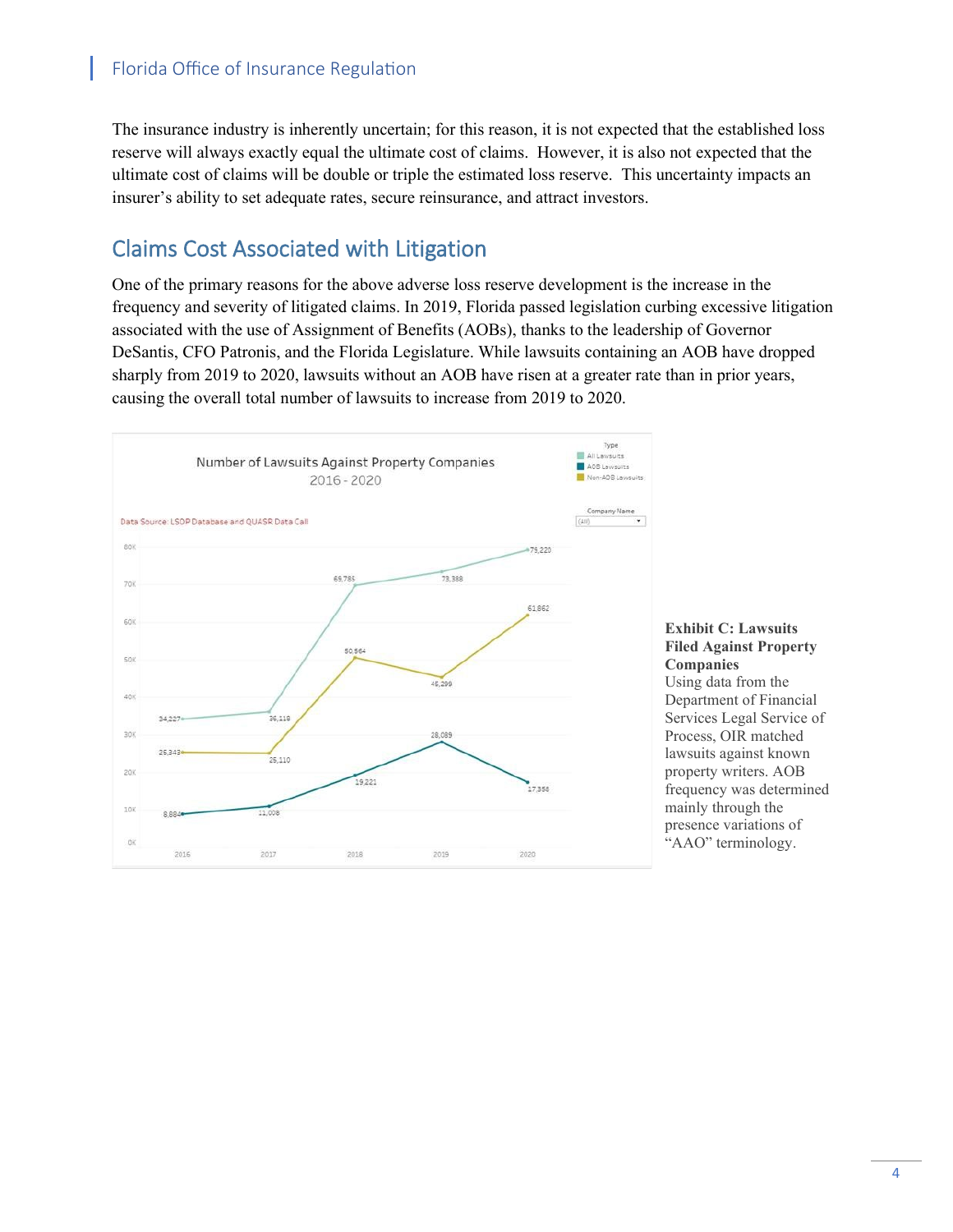The insurance industry is inherently uncertain; for this reason, it is not expected that the established loss reserve will always exactly equal the ultimate cost of claims. However, it is also not expected that the ultimate cost of claims will be double or triple the estimated loss reserve. This uncertainty impacts an insurer's ability to set adequate rates, secure reinsurance, and attract investors.

## Claims Cost Associated with Litigation

One of the primary reasons for the above adverse loss reserve development is the increase in the frequency and severity of litigated claims. In 2019, Florida passed legislation curbing excessive litigation associated with the use of Assignment of Benefits (AOBs), thanks to the leadership of Governor DeSantis, CFO Patronis, and the Florida Legislature. While lawsuits containing an AOB have dropped sharply from 2019 to 2020, lawsuits without an AOB have risen at a greater rate than in prior years, causing the overall total number of lawsuits to increase from 2019 to 2020.

Number of Lawsuits Against Property Companies
2016 - 2020

Data Source: LSOP Database and QUASR Data Call

| Year | All Lawsuits | AOB Lawsuits | Non-AOB Lawsuits |
| --- | --- | --- | --- |
| 2016 | 34,227 | 8,884 | 25,343 |
| 2017 | 36,118 | 11,008 | 25,110 |
| 2018 | 69,785 | 19,221 | 50,564 |
| 2019 | 73,388 | 28,089 | 45,299 |
| 2020 | 79,220 | 17,358 | 61,862 |

**Exhibit C: Lawsuits Filed Against Property Companies**
Using data from the Department of Financial Services Legal Service of Process, OIR matched lawsuits against known property writers. AOB frequency was determined mainly through the presence variations of "AAO" terminology.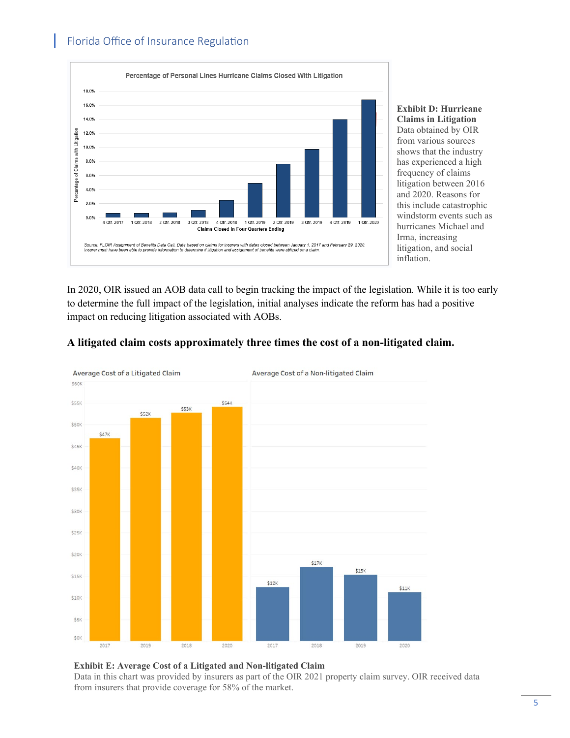Percentage of Personal Lines Hurricane Claims Closed With Litigation

| Claims Closed in Four Quarters Ending | Percentage of Claims with Litigation |
|---|---|
| 4 Qtr. 2017 | ~0.6% |
| 1 Qtr. 2018 | ~0.6% |
| 2 Qtr. 2018 | ~0.7% |
| 3 Qtr. 2018 | ~1.0% |
| 4 Qtr. 2018 | ~2.4% |
| 1 Qtr. 2019 | ~4.9% |
| 2 Qtr. 2019 | ~7.6% |
| 3 Qtr. 2019 | ~9.7% |
| 4 Qtr. 2019 | ~14.0% |
| 1 Qtr. 2020 | ~16.7% |

Source: FLOIR Assignment of Benefits Data Call. Data based on claims for insurers with dates closed between January 1, 2017 and February 29, 2020. Insurer must have been able to provide information to determine if litigation and assignment of benefits were utilized on a claim.

**Exhibit D: Hurricane Claims in Litigation**
Data obtained by OIR from various sources shows that the industry has experienced a high frequency of claims litigation between 2016 and 2020. Reasons for this include catastrophic windstorm events such as hurricanes Michael and Irma, increasing litigation, and social inflation.

In 2020, OIR issued an AOB data call to begin tracking the impact of the legislation. While it is too early to determine the full impact of the legislation, initial analyses indicate the reform has had a positive impact on reducing litigation associated with AOBs.

**A litigated claim costs approximately three times the cost of a non-litigated claim.**

Average Cost of a Litigated Claim

| Year | Average Cost |
|---|---|
| 2017 | $47K |
| 2019 | $52K |
| 2018 | $53K |
| 2020 | $54K |

Average Cost of a Non-litigated Claim

| Year | Average Cost |
|---|---|
| 2017 | $12K |
| 2018 | $17K |
| 2019 | $15K |
| 2020 | $11K |

**Exhibit E: Average Cost of a Litigated and Non-litigated Claim**
Data in this chart was provided by insurers as part of the OIR 2021 property claim survey. OIR received data from insurers that provide coverage for 58% of the market.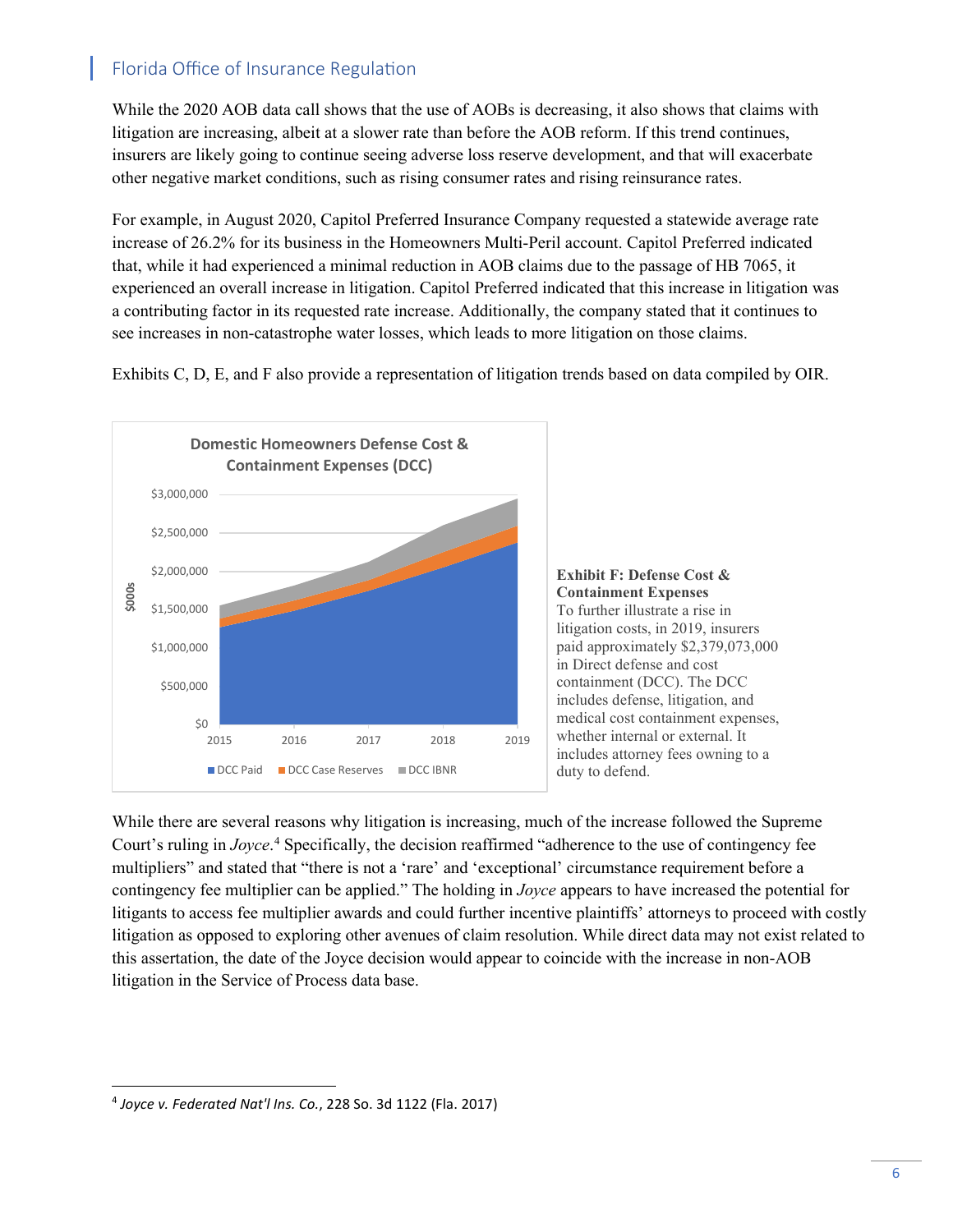While the 2020 AOB data call shows that the use of AOBs is decreasing, it also shows that claims with litigation are increasing, albeit at a slower rate than before the AOB reform. If this trend continues, insurers are likely going to continue seeing adverse loss reserve development, and that will exacerbate other negative market conditions, such as rising consumer rates and rising reinsurance rates.

For example, in August 2020, Capitol Preferred Insurance Company requested a statewide average rate increase of 26.2% for its business in the Homeowners Multi-Peril account. Capitol Preferred indicated that, while it had experienced a minimal reduction in AOB claims due to the passage of HB 7065, it experienced an overall increase in litigation. Capitol Preferred indicated that this increase in litigation was a contributing factor in its requested rate increase. Additionally, the company stated that it continues to see increases in non-catastrophe water losses, which leads to more litigation on those claims.

Exhibits C, D, E, and F also provide a representation of litigation trends based on data compiled by OIR.

**Domestic Homeowners Defense Cost & Containment Expenses (DCC)**

**Exhibit F: Defense Cost & Containment Expenses**
To further illustrate a rise in litigation costs, in 2019, insurers paid approximately $2,379,073,000 in Direct defense and cost containment (DCC). The DCC includes defense, litigation, and medical cost containment expenses, whether internal or external. It includes attorney fees owning to a duty to defend.

While there are several reasons why litigation is increasing, much of the increase followed the Supreme Court's ruling in *Joyce*.[4] Specifically, the decision reaffirmed "adherence to the use of contingency fee multipliers" and stated that "there is not a 'rare' and 'exceptional' circumstance requirement before a contingency fee multiplier can be applied." The holding in *Joyce* appears to have increased the potential for litigants to access fee multiplier awards and could further incentive plaintiffs' attorneys to proceed with costly litigation as opposed to exploring other avenues of claim resolution. While direct data may not exist related to this assertion, the date of the Joyce decision would appear to coincide with the increase in non-AOB litigation in the Service of Process data base.

[4] *Joyce v. Federated Nat'l Ins. Co.*, 228 So. 3d 1122 (Fla. 2017)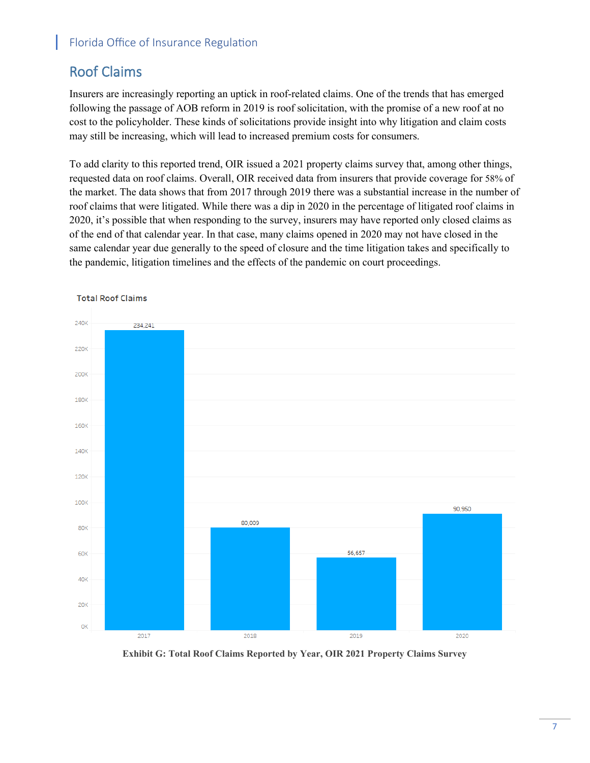## Roof Claims

Insurers are increasingly reporting an uptick in roof-related claims. One of the trends that has emerged following the passage of AOB reform in 2019 is roof solicitation, with the promise of a new roof at no cost to the policyholder. These kinds of solicitations provide insight into why litigation and claim costs may still be increasing, which will lead to increased premium costs for consumers.

To add clarity to this reported trend, OIR issued a 2021 property claims survey that, among other things, requested data on roof claims. Overall, OIR received data from insurers that provide coverage for 58% of the market. The data shows that from 2017 through 2019 there was a substantial increase in the number of roof claims that were litigated. While there was a dip in 2020 in the percentage of litigated roof claims in 2020, it's possible that when responding to the survey, insurers may have reported only closed claims as of the end of that calendar year. In that case, many claims opened in 2020 may not have closed in the same calendar year due generally to the speed of closure and the time litigation takes and specifically to the pandemic, litigation timelines and the effects of the pandemic on court proceedings.

Total Roof Claims

| Year | Total Roof Claims |
| --- | --- |
| 2017 | 234,241 |
| 2018 | 80,009 |
| 2019 | 56,657 |
| 2020 | 90,950 |

**Exhibit G: Total Roof Claims Reported by Year, OIR 2021 Property Claims Survey**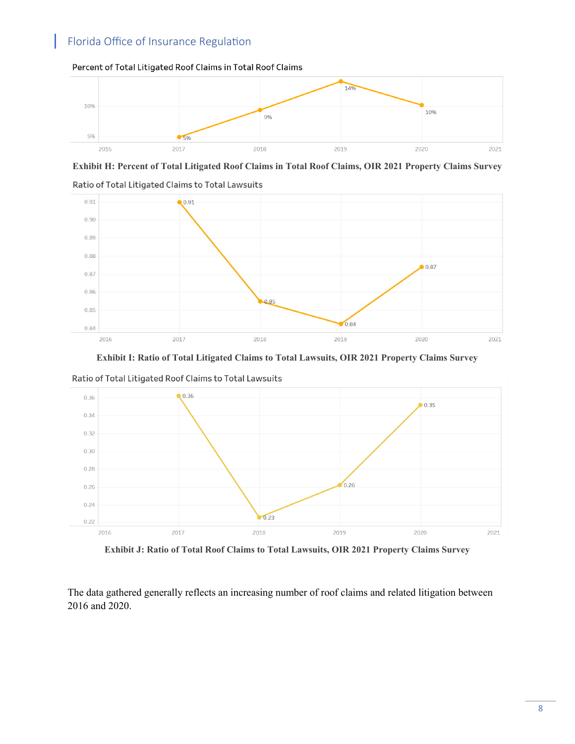Percent of Total Litigated Roof Claims in Total Roof Claims

**Exhibit H: Percent of Total Litigated Roof Claims in Total Roof Claims, OIR 2021 Property Claims Survey**

Ratio of Total Litigated Claims to Total Lawsuits

**Exhibit I: Ratio of Total Litigated Claims to Total Lawsuits, OIR 2021 Property Claims Survey**

Ratio of Total Litigated Roof Claims to Total Lawsuits

**Exhibit J: Ratio of Total Roof Claims to Total Lawsuits, OIR 2021 Property Claims Survey**

The data gathered generally reflects an increasing number of roof claims and related litigation between 2016 and 2020.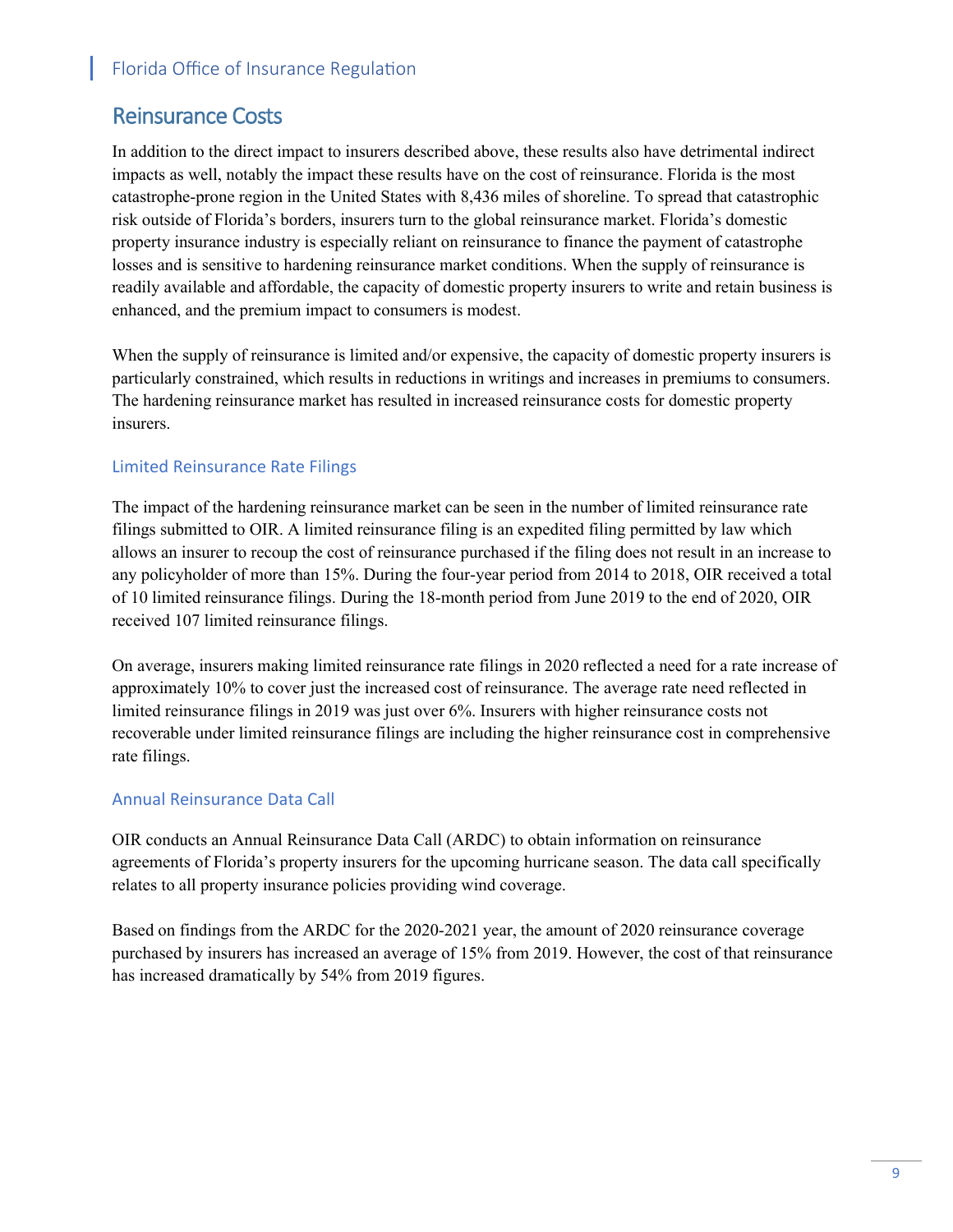## Reinsurance Costs

In addition to the direct impact to insurers described above, these results also have detrimental indirect impacts as well, notably the impact these results have on the cost of reinsurance. Florida is the most catastrophe-prone region in the United States with 8,436 miles of shoreline. To spread that catastrophic risk outside of Florida's borders, insurers turn to the global reinsurance market. Florida's domestic property insurance industry is especially reliant on reinsurance to finance the payment of catastrophe losses and is sensitive to hardening reinsurance market conditions. When the supply of reinsurance is readily available and affordable, the capacity of domestic property insurers to write and retain business is enhanced, and the premium impact to consumers is modest.

When the supply of reinsurance is limited and/or expensive, the capacity of domestic property insurers is particularly constrained, which results in reductions in writings and increases in premiums to consumers. The hardening reinsurance market has resulted in increased reinsurance costs for domestic property insurers.

### Limited Reinsurance Rate Filings

The impact of the hardening reinsurance market can be seen in the number of limited reinsurance rate filings submitted to OIR. A limited reinsurance filing is an expedited filing permitted by law which allows an insurer to recoup the cost of reinsurance purchased if the filing does not result in an increase to any policyholder of more than 15%. During the four-year period from 2014 to 2018, OIR received a total of 10 limited reinsurance filings. During the 18-month period from June 2019 to the end of 2020, OIR received 107 limited reinsurance filings.

On average, insurers making limited reinsurance rate filings in 2020 reflected a need for a rate increase of approximately 10% to cover just the increased cost of reinsurance. The average rate need reflected in limited reinsurance filings in 2019 was just over 6%. Insurers with higher reinsurance costs not recoverable under limited reinsurance filings are including the higher reinsurance cost in comprehensive rate filings.

### Annual Reinsurance Data Call

OIR conducts an Annual Reinsurance Data Call (ARDC) to obtain information on reinsurance agreements of Florida's property insurers for the upcoming hurricane season. The data call specifically relates to all property insurance policies providing wind coverage.

Based on findings from the ARDC for the 2020-2021 year, the amount of 2020 reinsurance coverage purchased by insurers has increased an average of 15% from 2019. However, the cost of that reinsurance has increased dramatically by 54% from 2019 figures.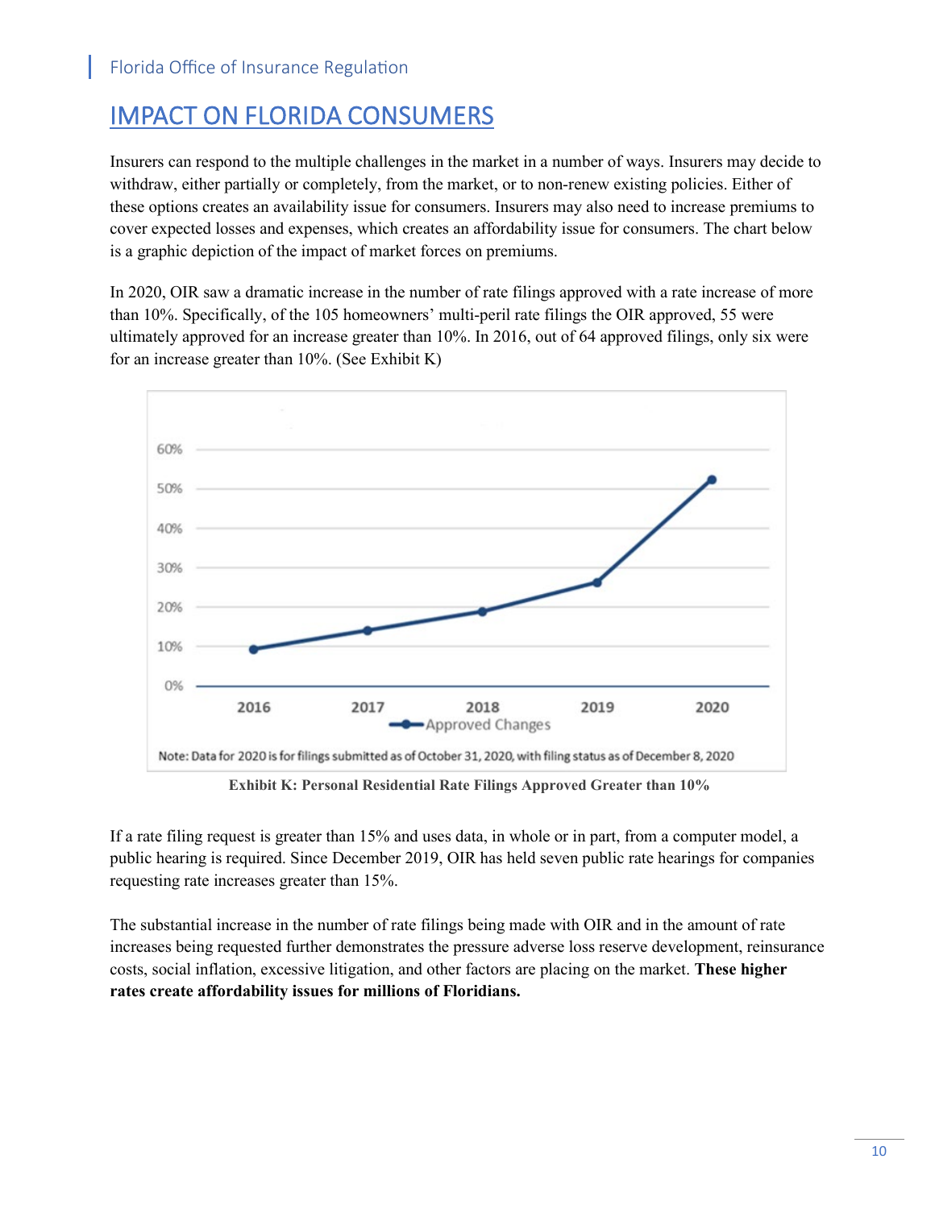# IMPACT ON FLORIDA CONSUMERS

Insurers can respond to the multiple challenges in the market in a number of ways. Insurers may decide to withdraw, either partially or completely, from the market, or to non-renew existing policies. Either of these options creates an availability issue for consumers. Insurers may also need to increase premiums to cover expected losses and expenses, which creates an affordability issue for consumers. The chart below is a graphic depiction of the impact of market forces on premiums.

In 2020, OIR saw a dramatic increase in the number of rate filings approved with a rate increase of more than 10%. Specifically, of the 105 homeowners' multi-peril rate filings the OIR approved, 55 were ultimately approved for an increase greater than 10%. In 2016, out of 64 approved filings, only six were for an increase greater than 10%. (See Exhibit K)

Note: Data for 2020 is for filings submitted as of October 31, 2020, with filing status as of December 8, 2020

**Exhibit K: Personal Residential Rate Filings Approved Greater than 10%**

If a rate filing request is greater than 15% and uses data, in whole or in part, from a computer model, a public hearing is required. Since December 2019, OIR has held seven public rate hearings for companies requesting rate increases greater than 15%.

The substantial increase in the number of rate filings being made with OIR and in the amount of rate increases being requested further demonstrates the pressure adverse loss reserve development, reinsurance costs, social inflation, excessive litigation, and other factors are placing on the market. **These higher rates create affordability issues for millions of Floridians.**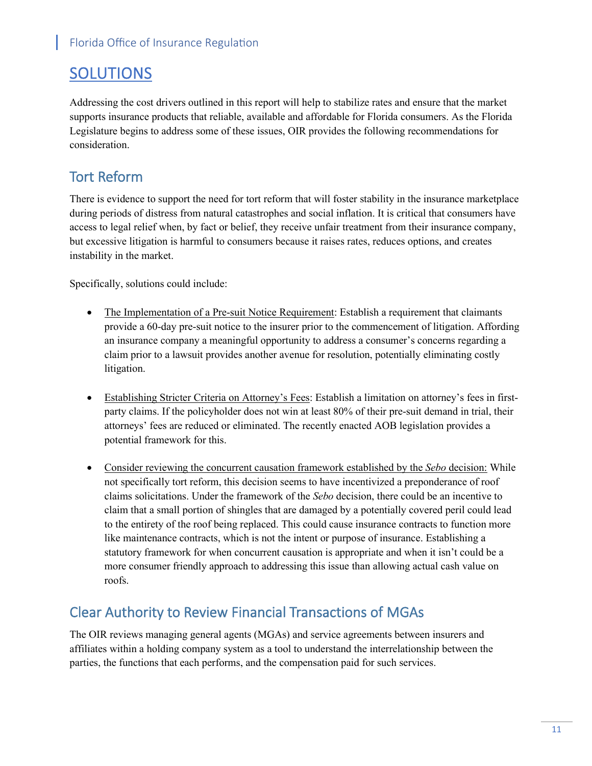# SOLUTIONS

Addressing the cost drivers outlined in this report will help to stabilize rates and ensure that the market supports insurance products that reliable, available and affordable for Florida consumers. As the Florida Legislature begins to address some of these issues, OIR provides the following recommendations for consideration.

## Tort Reform

There is evidence to support the need for tort reform that will foster stability in the insurance marketplace during periods of distress from natural catastrophes and social inflation. It is critical that consumers have access to legal relief when, by fact or belief, they receive unfair treatment from their insurance company, but excessive litigation is harmful to consumers because it raises rates, reduces options, and creates instability in the market.

Specifically, solutions could include:

- The Implementation of a Pre-suit Notice Requirement: Establish a requirement that claimants provide a 60-day pre-suit notice to the insurer prior to the commencement of litigation. Affording an insurance company a meaningful opportunity to address a consumer's concerns regarding a claim prior to a lawsuit provides another avenue for resolution, potentially eliminating costly litigation.

- Establishing Stricter Criteria on Attorney's Fees: Establish a limitation on attorney's fees in first-party claims. If the policyholder does not win at least 80% of their pre-suit demand in trial, their attorneys' fees are reduced or eliminated. The recently enacted AOB legislation provides a potential framework for this.

- Consider reviewing the concurrent causation framework established by the *Sebo* decision: While not specifically tort reform, this decision seems to have incentivized a preponderance of roof claims solicitations. Under the framework of the *Sebo* decision, there could be an incentive to claim that a small portion of shingles that are damaged by a potentially covered peril could lead to the entirety of the roof being replaced. This could cause insurance contracts to function more like maintenance contracts, which is not the intent or purpose of insurance. Establishing a statutory framework for when concurrent causation is appropriate and when it isn't could be a more consumer friendly approach to addressing this issue than allowing actual cash value on roofs.

## Clear Authority to Review Financial Transactions of MGAs

The OIR reviews managing general agents (MGAs) and service agreements between insurers and affiliates within a holding company system as a tool to understand the interrelationship between the parties, the functions that each performs, and the compensation paid for such services.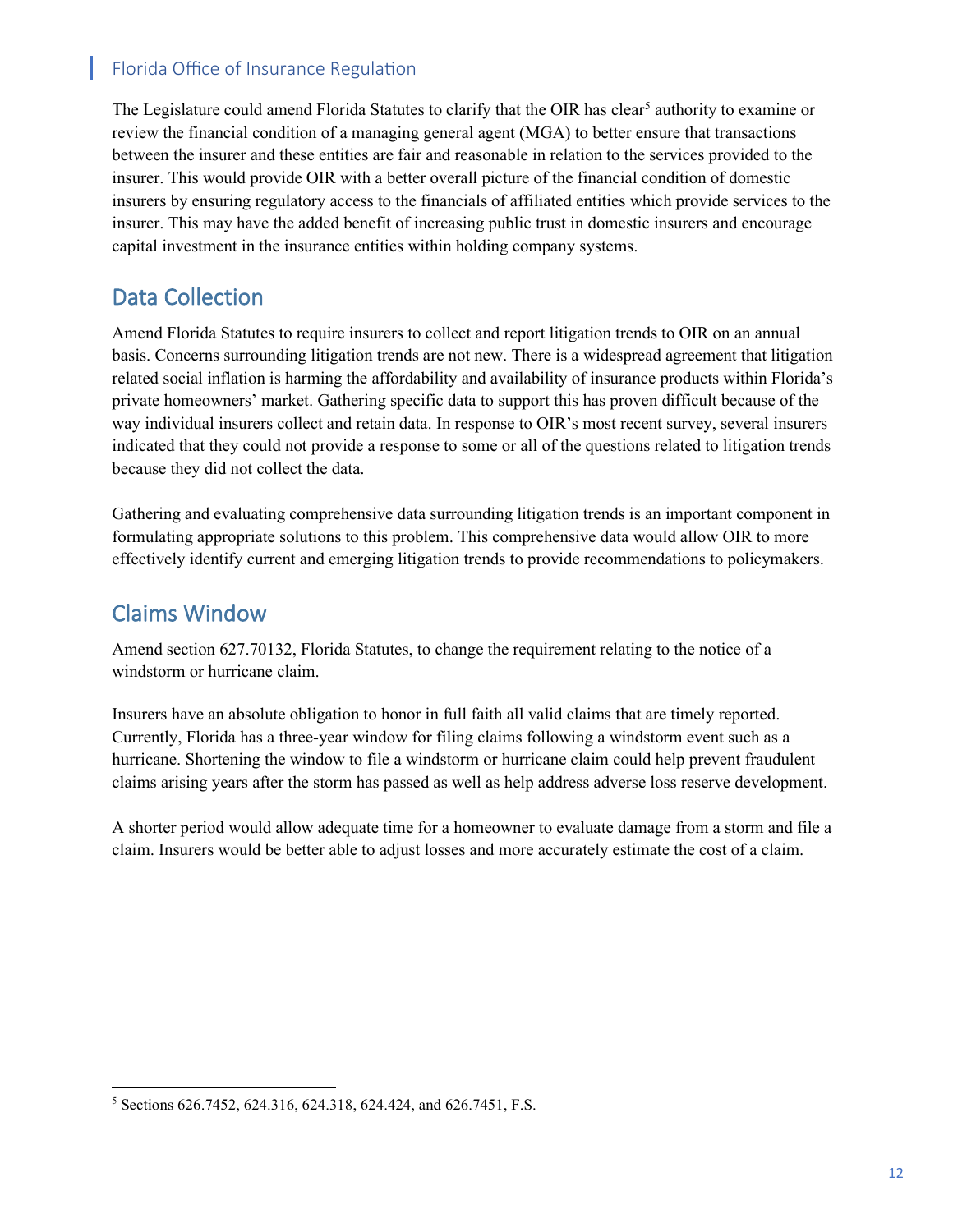The Legislature could amend Florida Statutes to clarify that the OIR has clear[5] authority to examine or review the financial condition of a managing general agent (MGA) to better ensure that transactions between the insurer and these entities are fair and reasonable in relation to the services provided to the insurer. This would provide OIR with a better overall picture of the financial condition of domestic insurers by ensuring regulatory access to the financials of affiliated entities which provide services to the insurer. This may have the added benefit of increasing public trust in domestic insurers and encourage capital investment in the insurance entities within holding company systems.

## Data Collection

Amend Florida Statutes to require insurers to collect and report litigation trends to OIR on an annual basis. Concerns surrounding litigation trends are not new. There is a widespread agreement that litigation related social inflation is harming the affordability and availability of insurance products within Florida's private homeowners' market. Gathering specific data to support this has proven difficult because of the way individual insurers collect and retain data. In response to OIR's most recent survey, several insurers indicated that they could not provide a response to some or all of the questions related to litigation trends because they did not collect the data.

Gathering and evaluating comprehensive data surrounding litigation trends is an important component in formulating appropriate solutions to this problem. This comprehensive data would allow OIR to more effectively identify current and emerging litigation trends to provide recommendations to policymakers.

## Claims Window

Amend section 627.70132, Florida Statutes, to change the requirement relating to the notice of a windstorm or hurricane claim.

Insurers have an absolute obligation to honor in full faith all valid claims that are timely reported. Currently, Florida has a three-year window for filing claims following a windstorm event such as a hurricane. Shortening the window to file a windstorm or hurricane claim could help prevent fraudulent claims arising years after the storm has passed as well as help address adverse loss reserve development.

A shorter period would allow adequate time for a homeowner to evaluate damage from a storm and file a claim. Insurers would be better able to adjust losses and more accurately estimate the cost of a claim.

---

[5] Sections 626.7452, 624.316, 624.318, 624.424, and 626.7451, F.S.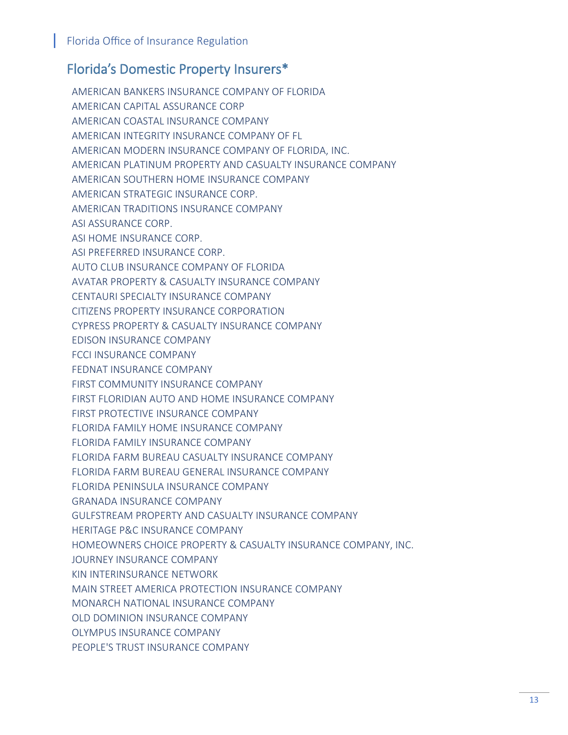## Florida's Domestic Property Insurers*

AMERICAN BANKERS INSURANCE COMPANY OF FLORIDA
AMERICAN CAPITAL ASSURANCE CORP
AMERICAN COASTAL INSURANCE COMPANY
AMERICAN INTEGRITY INSURANCE COMPANY OF FL
AMERICAN MODERN INSURANCE COMPANY OF FLORIDA, INC.
AMERICAN PLATINUM PROPERTY AND CASUALTY INSURANCE COMPANY
AMERICAN SOUTHERN HOME INSURANCE COMPANY
AMERICAN STRATEGIC INSURANCE CORP.
AMERICAN TRADITIONS INSURANCE COMPANY
ASI ASSURANCE CORP.
ASI HOME INSURANCE CORP.
ASI PREFERRED INSURANCE CORP.
AUTO CLUB INSURANCE COMPANY OF FLORIDA
AVATAR PROPERTY & CASUALTY INSURANCE COMPANY
CENTAURI SPECIALTY INSURANCE COMPANY
CITIZENS PROPERTY INSURANCE CORPORATION
CYPRESS PROPERTY & CASUALTY INSURANCE COMPANY
EDISON INSURANCE COMPANY
FCCI INSURANCE COMPANY
FEDNAT INSURANCE COMPANY
FIRST COMMUNITY INSURANCE COMPANY
FIRST FLORIDIAN AUTO AND HOME INSURANCE COMPANY
FIRST PROTECTIVE INSURANCE COMPANY
FLORIDA FAMILY HOME INSURANCE COMPANY
FLORIDA FAMILY INSURANCE COMPANY
FLORIDA FARM BUREAU CASUALTY INSURANCE COMPANY
FLORIDA FARM BUREAU GENERAL INSURANCE COMPANY
FLORIDA PENINSULA INSURANCE COMPANY
GRANADA INSURANCE COMPANY
GULFSTREAM PROPERTY AND CASUALTY INSURANCE COMPANY
HERITAGE P&C INSURANCE COMPANY
HOMEOWNERS CHOICE PROPERTY & CASUALTY INSURANCE COMPANY, INC.
JOURNEY INSURANCE COMPANY
KIN INTERINSURANCE NETWORK
MAIN STREET AMERICA PROTECTION INSURANCE COMPANY
MONARCH NATIONAL INSURANCE COMPANY
OLD DOMINION INSURANCE COMPANY
OLYMPUS INSURANCE COMPANY
PEOPLE'S TRUST INSURANCE COMPANY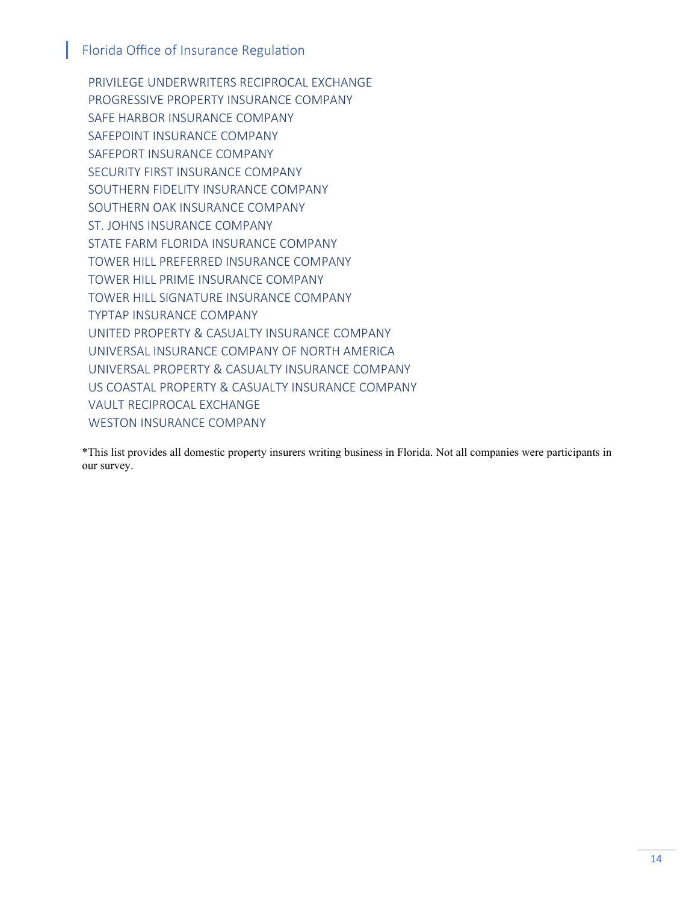PRIVILEGE UNDERWRITERS RECIPROCAL EXCHANGE
PROGRESSIVE PROPERTY INSURANCE COMPANY
SAFE HARBOR INSURANCE COMPANY
SAFEPOINT INSURANCE COMPANY
SAFEPORT INSURANCE COMPANY
SECURITY FIRST INSURANCE COMPANY
SOUTHERN FIDELITY INSURANCE COMPANY
SOUTHERN OAK INSURANCE COMPANY
ST. JOHNS INSURANCE COMPANY
STATE FARM FLORIDA INSURANCE COMPANY
TOWER HILL PREFERRED INSURANCE COMPANY
TOWER HILL PRIME INSURANCE COMPANY
TOWER HILL SIGNATURE INSURANCE COMPANY
TYPTAP INSURANCE COMPANY
UNITED PROPERTY & CASUALTY INSURANCE COMPANY
UNIVERSAL INSURANCE COMPANY OF NORTH AMERICA
UNIVERSAL PROPERTY & CASUALTY INSURANCE COMPANY
US COASTAL PROPERTY & CASUALTY INSURANCE COMPANY
VAULT RECIPROCAL EXCHANGE
WESTON INSURANCE COMPANY

*This list provides all domestic property insurers writing business in Florida. Not all companies were participants in our survey.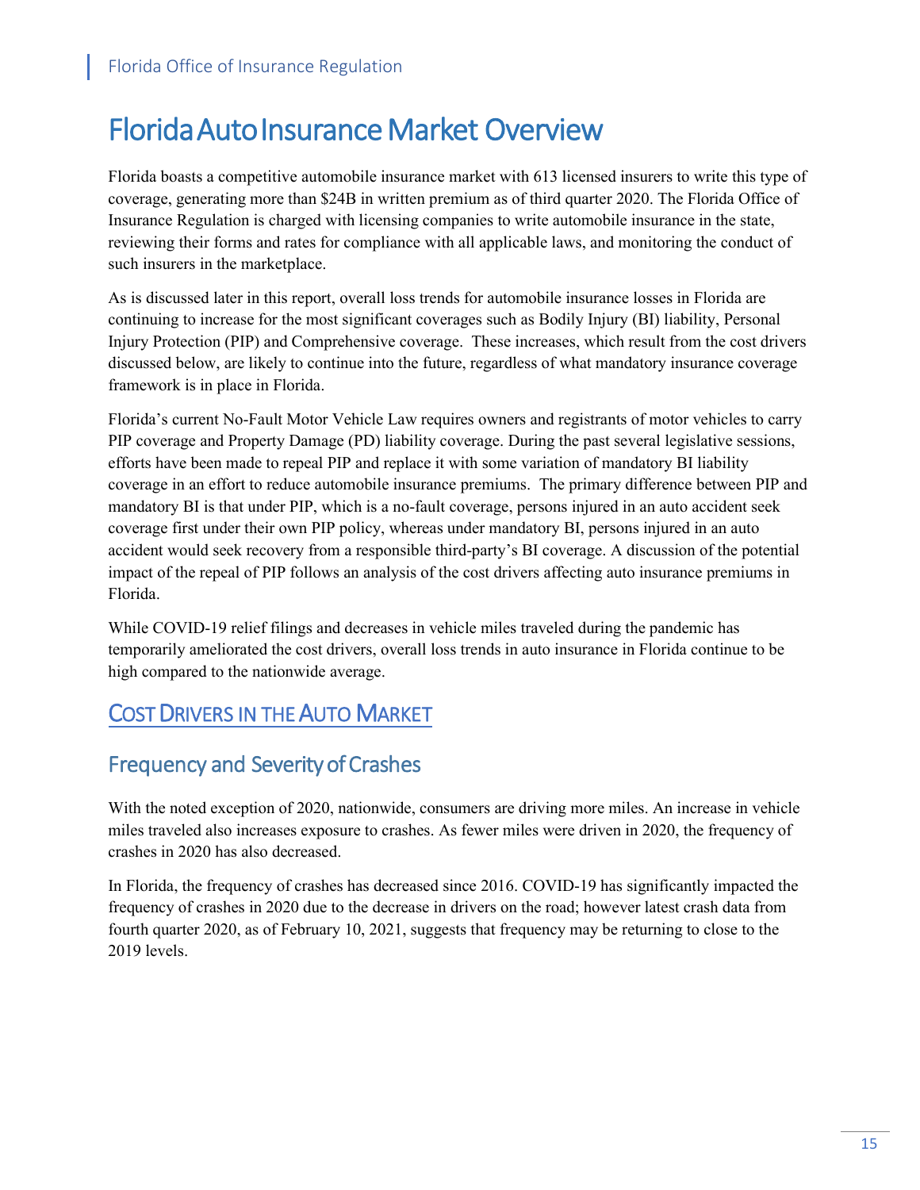# Florida Auto Insurance Market Overview

Florida boasts a competitive automobile insurance market with 613 licensed insurers to write this type of coverage, generating more than $24B in written premium as of third quarter 2020. The Florida Office of Insurance Regulation is charged with licensing companies to write automobile insurance in the state, reviewing their forms and rates for compliance with all applicable laws, and monitoring the conduct of such insurers in the marketplace.

As is discussed later in this report, overall loss trends for automobile insurance losses in Florida are continuing to increase for the most significant coverages such as Bodily Injury (BI) liability, Personal Injury Protection (PIP) and Comprehensive coverage. These increases, which result from the cost drivers discussed below, are likely to continue into the future, regardless of what mandatory insurance coverage framework is in place in Florida.

Florida's current No-Fault Motor Vehicle Law requires owners and registrants of motor vehicles to carry PIP coverage and Property Damage (PD) liability coverage. During the past several legislative sessions, efforts have been made to repeal PIP and replace it with some variation of mandatory BI liability coverage in an effort to reduce automobile insurance premiums. The primary difference between PIP and mandatory BI is that under PIP, which is a no-fault coverage, persons injured in an auto accident seek coverage first under their own PIP policy, whereas under mandatory BI, persons injured in an auto accident would seek recovery from a responsible third-party's BI coverage. A discussion of the potential impact of the repeal of PIP follows an analysis of the cost drivers affecting auto insurance premiums in Florida.

While COVID-19 relief filings and decreases in vehicle miles traveled during the pandemic has temporarily ameliorated the cost drivers, overall loss trends in auto insurance in Florida continue to be high compared to the nationwide average.

## COST DRIVERS IN THE AUTO MARKET

### Frequency and Severity of Crashes

With the noted exception of 2020, nationwide, consumers are driving more miles. An increase in vehicle miles traveled also increases exposure to crashes. As fewer miles were driven in 2020, the frequency of crashes in 2020 has also decreased.

In Florida, the frequency of crashes has decreased since 2016. COVID-19 has significantly impacted the frequency of crashes in 2020 due to the decrease in drivers on the road; however latest crash data from fourth quarter 2020, as of February 10, 2021, suggests that frequency may be returning to close to the 2019 levels.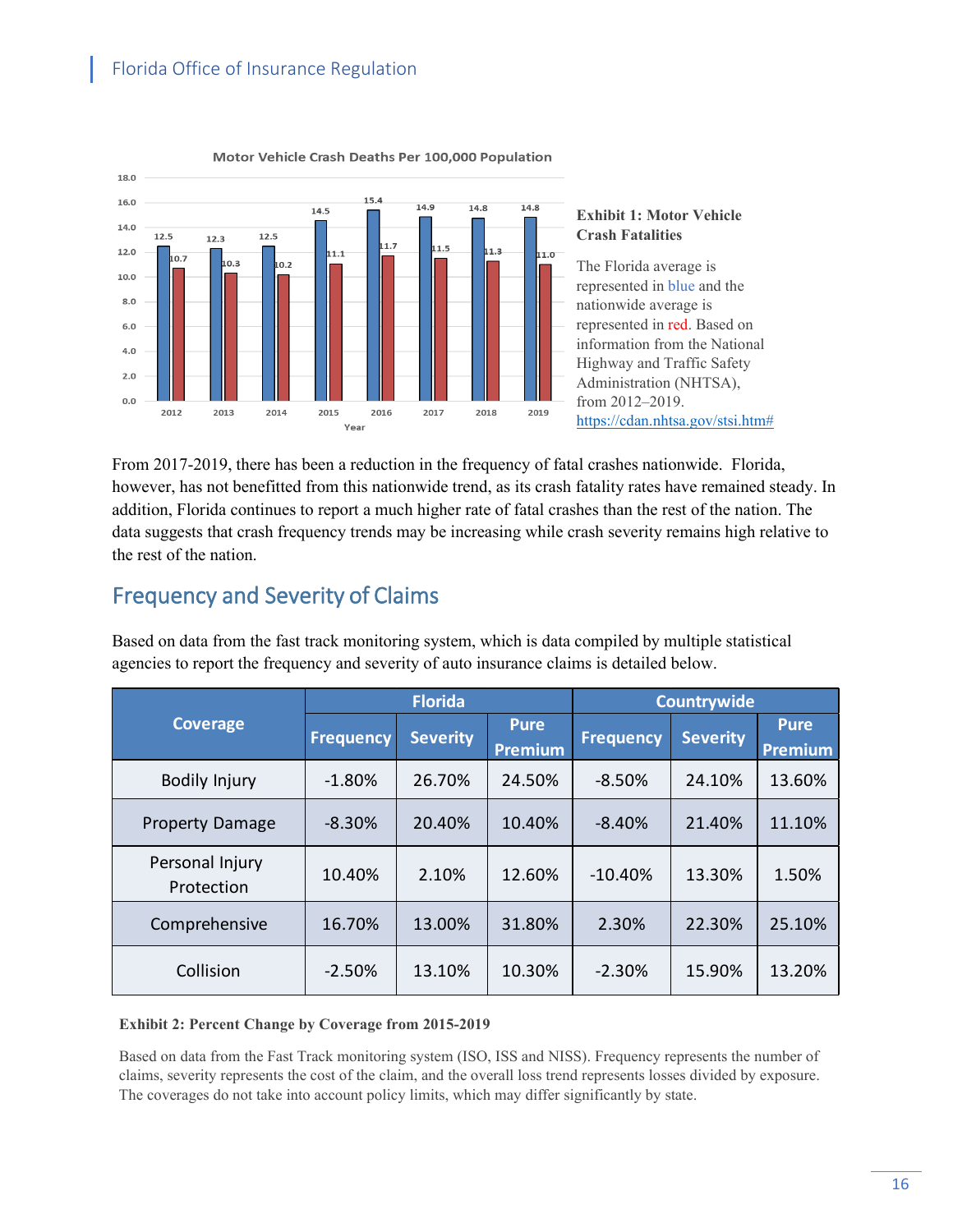Motor Vehicle Crash Deaths Per 100,000 Population

| Year | Florida | Nationwide |
|---|---|---|
| 2012 | 12.5 | 10.7 |
| 2013 | 12.3 | 10.3 |
| 2014 | 12.5 | 10.2 |
| 2015 | 14.5 | 11.1 |
| 2016 | 15.4 | 11.7 |
| 2017 | 14.9 | 11.5 |
| 2018 | 14.8 | 11.3 |
| 2019 | 14.8 | 11.0 |

**Exhibit 1: Motor Vehicle Crash Fatalities**

The Florida average is represented in blue and the nationwide average is represented in red. Based on information from the National Highway and Traffic Safety Administration (NHTSA), from 2012–2019. https://cdan.nhtsa.gov/stsi.htm#

From 2017-2019, there has been a reduction in the frequency of fatal crashes nationwide. Florida, however, has not benefitted from this nationwide trend, as its crash fatality rates have remained steady. In addition, Florida continues to report a much higher rate of fatal crashes than the rest of the nation. The data suggests that crash frequency trends may be increasing while crash severity remains high relative to the rest of the nation.

## Frequency and Severity of Claims

Based on data from the fast track monitoring system, which is data compiled by multiple statistical agencies to report the frequency and severity of auto insurance claims is detailed below.

| Coverage | Florida | | | Countrywide | | |
|---|---|---|---|---|---|---|
| | Frequency | Severity | Pure Premium | Frequency | Severity | Pure Premium |
| Bodily Injury | -1.80% | 26.70% | 24.50% | -8.50% | 24.10% | 13.60% |
| Property Damage | -8.30% | 20.40% | 10.40% | -8.40% | 21.40% | 11.10% |
| Personal Injury Protection | 10.40% | 2.10% | 12.60% | -10.40% | 13.30% | 1.50% |
| Comprehensive | 16.70% | 13.00% | 31.80% | 2.30% | 22.30% | 25.10% |
| Collision | -2.50% | 13.10% | 10.30% | -2.30% | 15.90% | 13.20% |

**Exhibit 2: Percent Change by Coverage from 2015-2019**

Based on data from the Fast Track monitoring system (ISO, ISS and NISS). Frequency represents the number of claims, severity represents the cost of the claim, and the overall loss trend represents losses divided by exposure. The coverages do not take into account policy limits, which may differ significantly by state.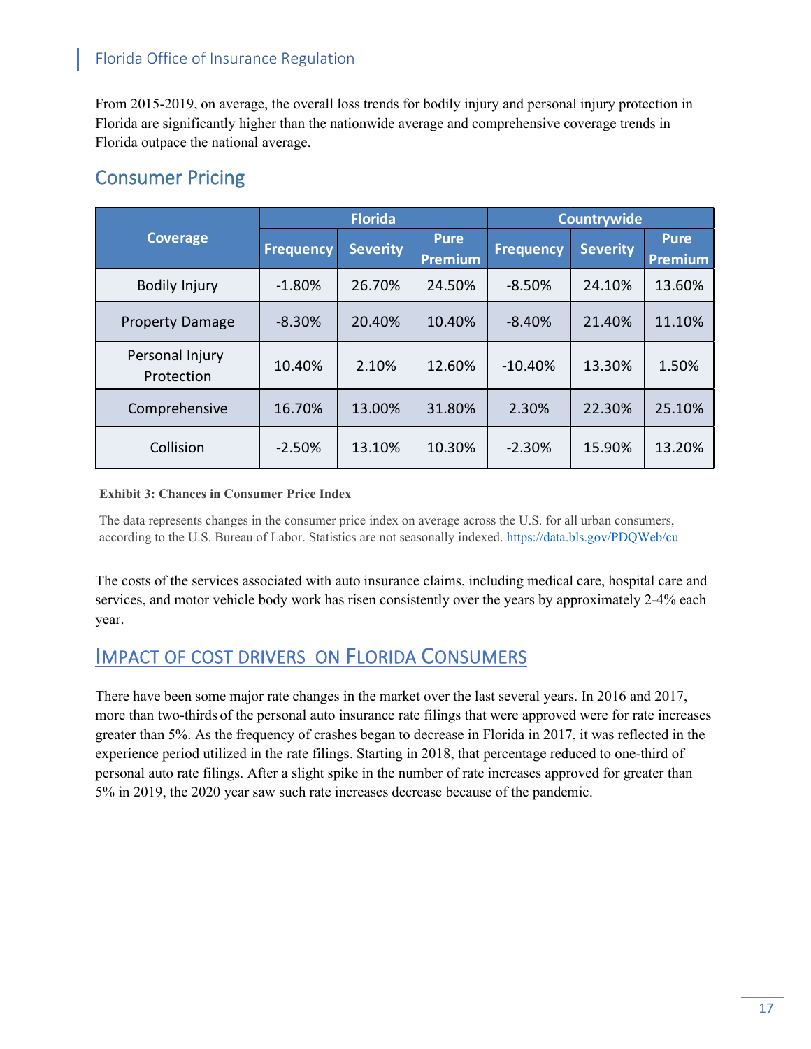From 2015-2019, on average, the overall loss trends for bodily injury and personal injury protection in Florida are significantly higher than the nationwide average and comprehensive coverage trends in Florida outpace the national average.

## Consumer Pricing

| Coverage | Florida | | | Countrywide | | |
|---|---|---|---|---|---|---|
| | Frequency | Severity | Pure Premium | Frequency | Severity | Pure Premium |
| Bodily Injury | -1.80% | 26.70% | 24.50% | -8.50% | 24.10% | 13.60% |
| Property Damage | -8.30% | 20.40% | 10.40% | -8.40% | 21.40% | 11.10% |
| Personal Injury Protection | 10.40% | 2.10% | 12.60% | -10.40% | 13.30% | 1.50% |
| Comprehensive | 16.70% | 13.00% | 31.80% | 2.30% | 22.30% | 25.10% |
| Collision | -2.50% | 13.10% | 10.30% | -2.30% | 15.90% | 13.20% |

**Exhibit 3: Chances in Consumer Price Index**

The data represents changes in the consumer price index on average across the U.S. for all urban consumers, according to the U.S. Bureau of Labor. Statistics are not seasonally indexed. https://data.bls.gov/PDQWeb/cu

The costs of the services associated with auto insurance claims, including medical care, hospital care and services, and motor vehicle body work has risen consistently over the years by approximately 2-4% each year.

## Impact of Cost Drivers on Florida Consumers

There have been some major rate changes in the market over the last several years. In 2016 and 2017, more than two-thirds of the personal auto insurance rate filings that were approved were for rate increases greater than 5%. As the frequency of crashes began to decrease in Florida in 2017, it was reflected in the experience period utilized in the rate filings. Starting in 2018, that percentage reduced to one-third of personal auto rate filings. After a slight spike in the number of rate increases approved for greater than 5% in 2019, the 2020 year saw such rate increases decrease because of the pandemic.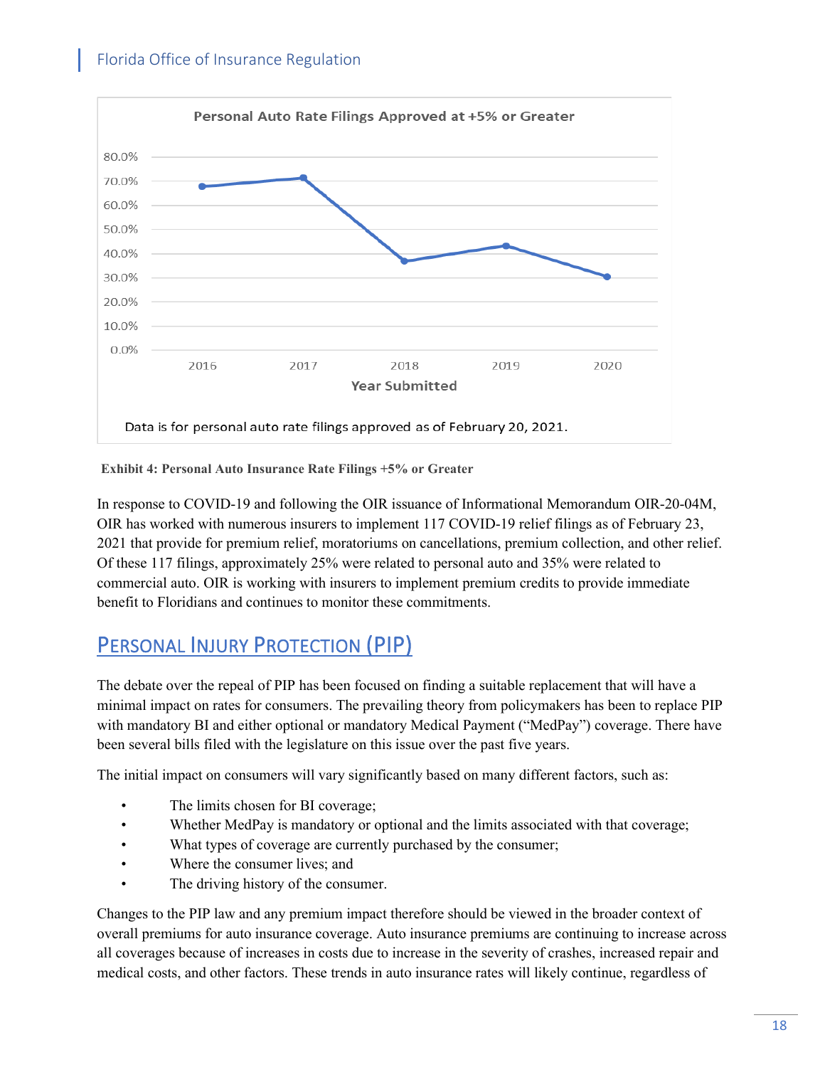Exhibit 4: Personal Auto Insurance Rate Filings +5% or Greater

In response to COVID-19 and following the OIR issuance of Informational Memorandum OIR-20-04M, OIR has worked with numerous insurers to implement 117 COVID-19 relief filings as of February 23, 2021 that provide for premium relief, moratoriums on cancellations, premium collection, and other relief. Of these 117 filings, approximately 25% were related to personal auto and 35% were related to commercial auto. OIR is working with insurers to implement premium credits to provide immediate benefit to Floridians and continues to monitor these commitments.

## Personal Injury Protection (PIP)

The debate over the repeal of PIP has been focused on finding a suitable replacement that will have a minimal impact on rates for consumers. The prevailing theory from policymakers has been to replace PIP with mandatory BI and either optional or mandatory Medical Payment ("MedPay") coverage. There have been several bills filed with the legislature on this issue over the past five years.

The initial impact on consumers will vary significantly based on many different factors, such as:

- The limits chosen for BI coverage;
- Whether MedPay is mandatory or optional and the limits associated with that coverage;
- What types of coverage are currently purchased by the consumer;
- Where the consumer lives; and
- The driving history of the consumer.

Changes to the PIP law and any premium impact therefore should be viewed in the broader context of overall premiums for auto insurance coverage. Auto insurance premiums are continuing to increase across all coverages because of increases in costs due to increase in the severity of crashes, increased repair and medical costs, and other factors. These trends in auto insurance rates will likely continue, regardless of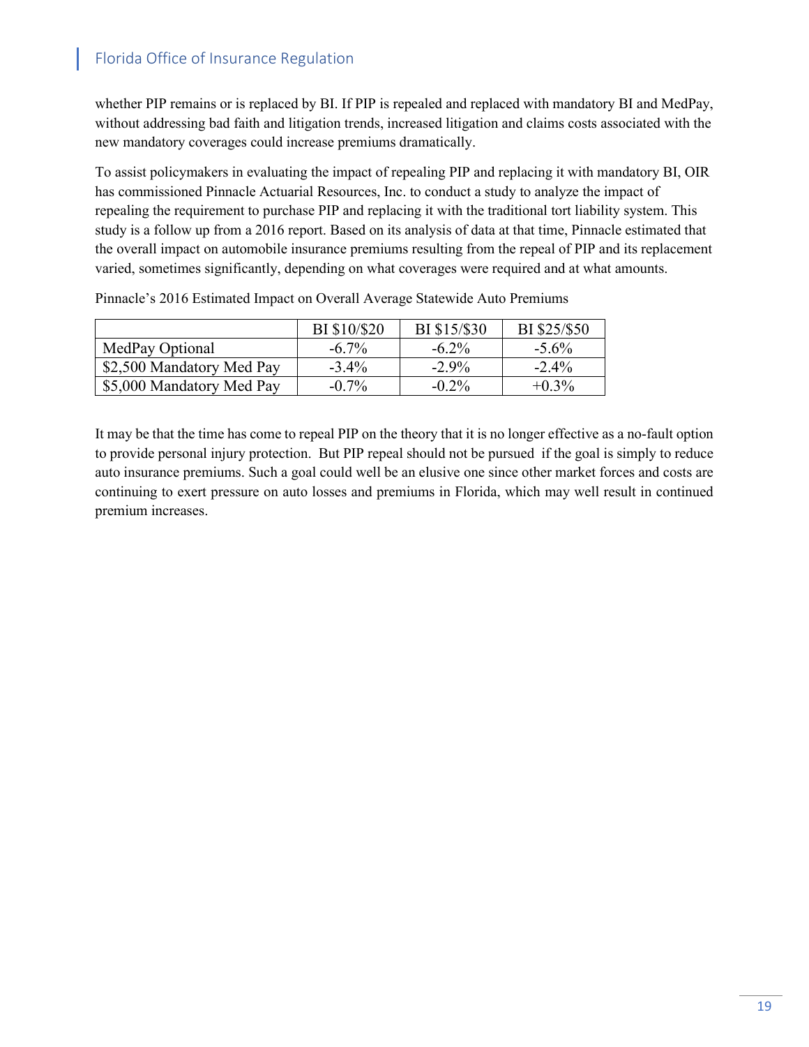whether PIP remains or is replaced by BI. If PIP is repealed and replaced with mandatory BI and MedPay, without addressing bad faith and litigation trends, increased litigation and claims costs associated with the new mandatory coverages could increase premiums dramatically.

To assist policymakers in evaluating the impact of repealing PIP and replacing it with mandatory BI, OIR has commissioned Pinnacle Actuarial Resources, Inc. to conduct a study to analyze the impact of repealing the requirement to purchase PIP and replacing it with the traditional tort liability system. This study is a follow up from a 2016 report. Based on its analysis of data at that time, Pinnacle estimated that the overall impact on automobile insurance premiums resulting from the repeal of PIP and its replacement varied, sometimes significantly, depending on what coverages were required and at what amounts.

Pinnacle's 2016 Estimated Impact on Overall Average Statewide Auto Premiums

| | BI $10/$20 | BI $15/$30 | BI $25/$50 |
|---|---|---|---|
| MedPay Optional | -6.7% | -6.2% | -5.6% |
| $2,500 Mandatory Med Pay | -3.4% | -2.9% | -2.4% |
| $5,000 Mandatory Med Pay | -0.7% | -0.2% | +0.3% |

It may be that the time has come to repeal PIP on the theory that it is no longer effective as a no-fault option to provide personal injury protection. But PIP repeal should not be pursued if the goal is simply to reduce auto insurance premiums. Such a goal could well be an elusive one since other market forces and costs are continuing to exert pressure on auto losses and premiums in Florida, which may well result in continued premium increases.